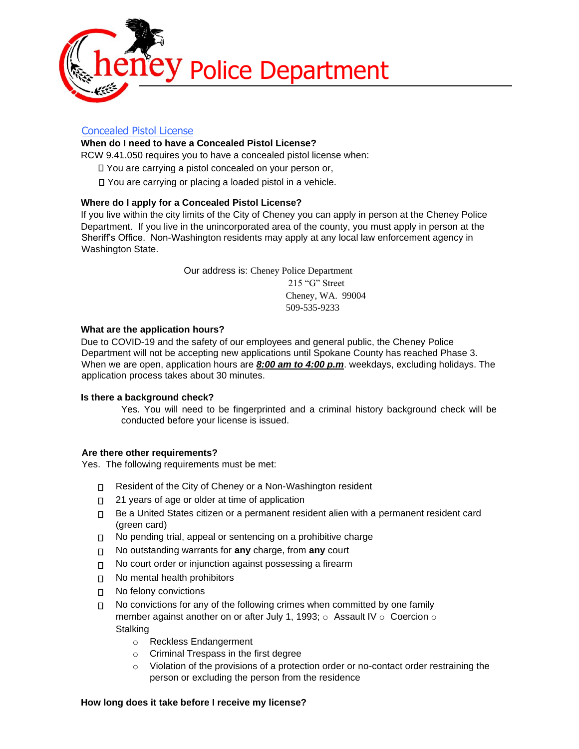# Cheney Police Department

## Concealed Pistol License

### When do I need to have a Concealed Pistol License?

RCW 9.41.050 requires you to have a concealed pistol license when:

- You are carrying a pistol concealed on your person or,
- You are carrying or placing a loaded pistol in a vehicle.

### Where do I apply for a Concealed Pistol License?

If you live within the city limits of the City of Cheney you can apply in person at the Cheney Police Department. If you live in the unincorporated area of the county, you must apply in person at the Sheriff's Office. Non-Washington residents may apply at any local law enforcement agency in Washington State.

Our address is: Cheney Police Department
215 "G" Street
Cheney, WA. 99004
509-535-9233

### What are the application hours?

Due to COVID-19 and the safety of our employees and general public, the Cheney Police Department will not be accepting new applications until Spokane County has reached Phase 3. When we are open, application hours are ***8:00 am to 4:00 p.m***. weekdays, excluding holidays. The application process takes about 30 minutes.

### Is there a background check?

Yes. You will need to be fingerprinted and a criminal history background check will be conducted before your license is issued.

### Are there other requirements?

Yes. The following requirements must be met:

- Resident of the City of Cheney or a Non-Washington resident
- 21 years of age or older at time of application
- Be a United States citizen or a permanent resident alien with a permanent resident card (green card)
- No pending trial, appeal or sentencing on a prohibitive charge
- No outstanding warrants for **any** charge, from **any** court
- No court order or injunction against possessing a firearm
- No mental health prohibitors
- No felony convictions
- No convictions for any of the following crimes when committed by one family member against another on or after July 1, 1993;
  - Assault IV
  - Coercion
  - Stalking
  - Reckless Endangerment
  - Criminal Trespass in the first degree
  - Violation of the provisions of a protection order or no-contact order restraining the person or excluding the person from the residence

### How long does it take before I receive my license?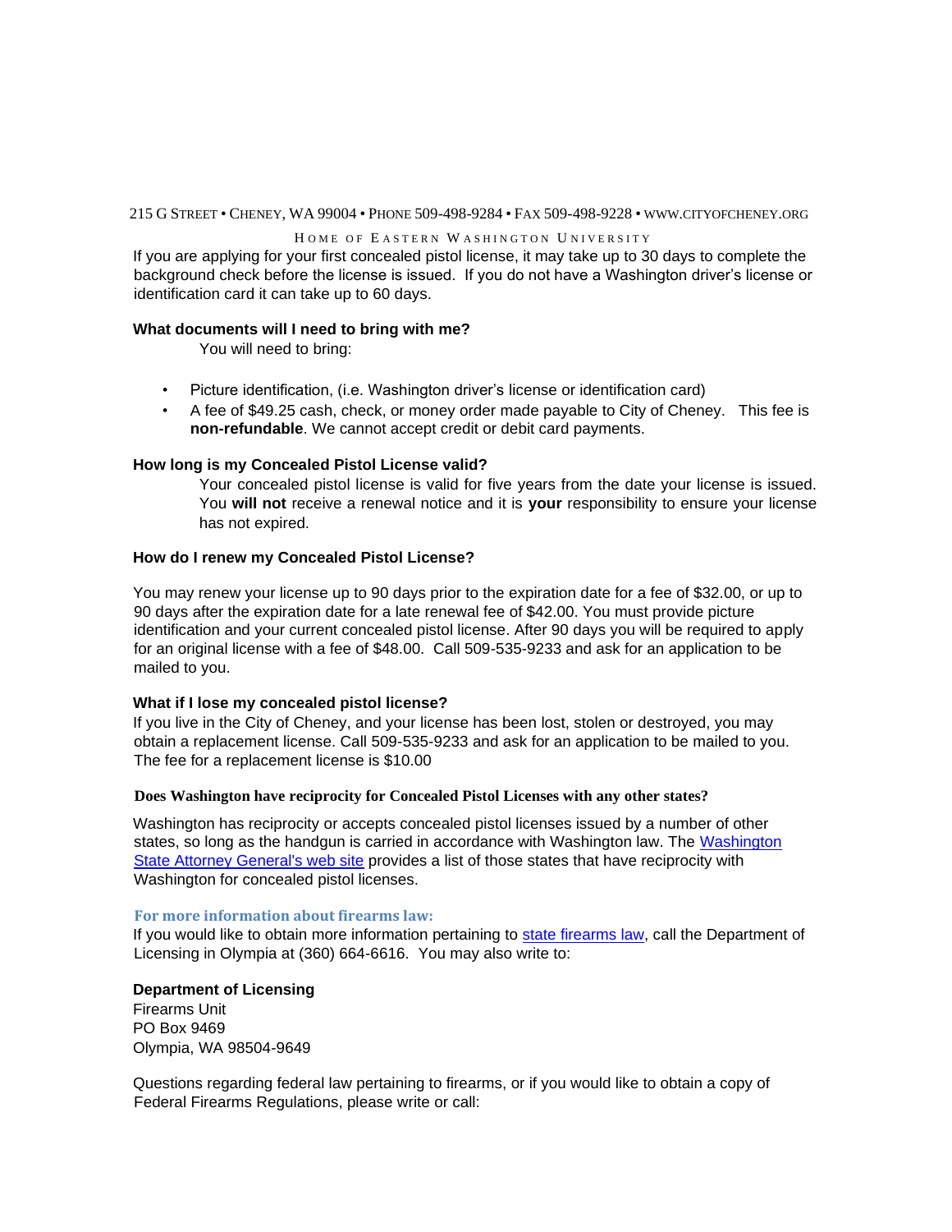215 G Street • Cheney, WA 99004 • Phone 509-498-9284 • Fax 509-498-9228 • www.cityofcheney.org

Home of Eastern Washington University

If you are applying for your first concealed pistol license, it may take up to 30 days to complete the background check before the license is issued. If you do not have a Washington driver's license or identification card it can take up to 60 days.

### What documents will I need to bring with me?

You will need to bring:

- Picture identification, (i.e. Washington driver's license or identification card)
- A fee of $49.25 cash, check, or money order made payable to City of Cheney. This fee is **non-refundable**. We cannot accept credit or debit card payments.

### How long is my Concealed Pistol License valid?

Your concealed pistol license is valid for five years from the date your license is issued. You **will not** receive a renewal notice and it is **your** responsibility to ensure your license has not expired.

### How do I renew my Concealed Pistol License?

You may renew your license up to 90 days prior to the expiration date for a fee of $32.00, or up to 90 days after the expiration date for a late renewal fee of $42.00. You must provide picture identification and your current concealed pistol license. After 90 days you will be required to apply for an original license with a fee of $48.00. Call 509-535-9233 and ask for an application to be mailed to you.

### What if I lose my concealed pistol license?

If you live in the City of Cheney, and your license has been lost, stolen or destroyed, you may obtain a replacement license. Call 509-535-9233 and ask for an application to be mailed to you. The fee for a replacement license is $10.00

### Does Washington have reciprocity for Concealed Pistol Licenses with any other states?

Washington has reciprocity or accepts concealed pistol licenses issued by a number of other states, so long as the handgun is carried in accordance with Washington law. The Washington State Attorney General's web site provides a list of those states that have reciprocity with Washington for concealed pistol licenses.

### For more information about firearms law:

If you would like to obtain more information pertaining to state firearms law, call the Department of Licensing in Olympia at (360) 664-6616. You may also write to:

**Department of Licensing**
Firearms Unit
PO Box 9469
Olympia, WA 98504-9649

Questions regarding federal law pertaining to firearms, or if you would like to obtain a copy of Federal Firearms Regulations, please write or call: